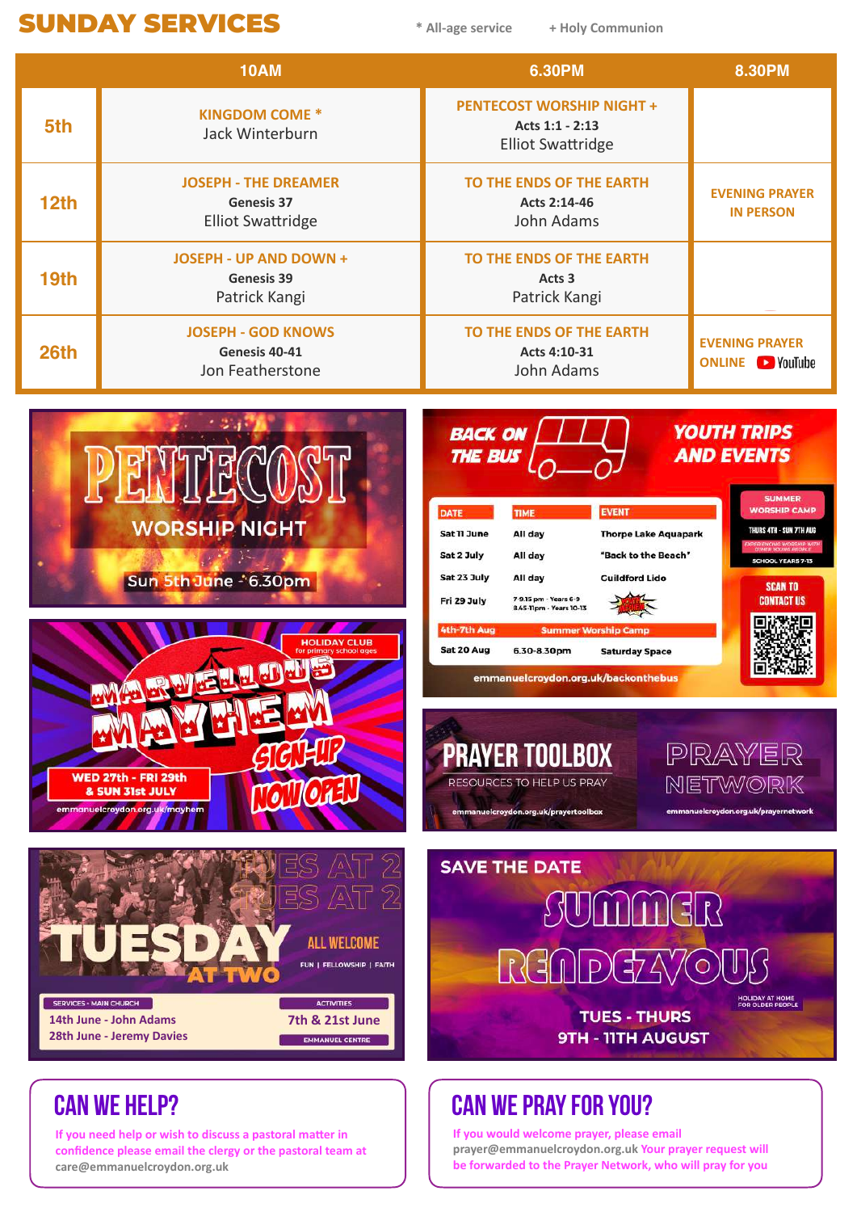# SUNDAY SERVICES

\* All-age service &nbsp;&nbsp;&nbsp; + Holy Communion

| | 10AM | 6.30PM | 8.30PM |
|---|---|---|---|
| 5th | KINGDOM COME * <br> Jack Winterburn | PENTECOST WORSHIP NIGHT + <br> Acts 1:1 - 2:13 <br> Elliot Swattridge | |
| 12th | JOSEPH - THE DREAMER <br> Genesis 37 <br> Elliot Swattridge | TO THE ENDS OF THE EARTH <br> Acts 2:14-46 <br> John Adams | EVENING PRAYER IN PERSON |
| 19th | JOSEPH - UP AND DOWN + <br> Genesis 39 <br> Patrick Kangi | TO THE ENDS OF THE EARTH <br> Acts 3 <br> Patrick Kangi | |
| 26th | JOSEPH - GOD KNOWS <br> Genesis 40-41 <br> Jon Featherstone | TO THE ENDS OF THE EARTH <br> Acts 4:10-31 <br> John Adams | EVENING PRAYER ONLINE YouTube |

## PENTECOST WORSHIP NIGHT

Sun 5th June - 6.30pm

## BACK ON THE BUS — YOUTH TRIPS AND EVENTS

| DATE | TIME | EVENT |
|---|---|---|
| Sat 11 June | All day | Thorpe Lake Aquapark |
| Sat 2 July | All day | "Back to the Beach" |
| Sat 23 July | All day | Guildford Lido |
| Fri 29 July | 7-9.15 pm - Years 6-9 <br> 8.45-11pm - Years 10-13 | |
| 4th-7th Aug | | Summer Worship Camp |
| Sat 20 Aug | 6.30-8.30pm | Saturday Space |

emmanuelcroydon.org.uk/backonthebus

SUMMER WORSHIP CAMP — THURS 4TH - SUN 7TH AUG — EXPERIENCING WORSHIP WITH OTHER YOUNG PEOPLE — SCHOOL YEARS 7-13

SCAN TO CONTACT US

## MARVELLOUS MAYHEM

HOLIDAY CLUB for primary school ages

WED 27th - FRI 29th & SUN 31st JULY

SIGN-UP NOW OPEN

emmanuelcroydon.org.uk/mayhem

## PRAYER TOOLBOX

RESOURCES TO HELP US PRAY

emmanuelcroydon.org.uk/prayertoolbox

## PRAYER NETWORK

emmanuelcroydon.org.uk/prayernetwork

## TUESDAY AT TWO

ALL WELCOME

FUN | FELLOWSHIP | FAITH

SERVICES - MAIN CHURCH
- 14th June - John Adams
- 28th June - Jeremy Davies

ACTIVITIES
- 7th & 21st June

EMMANUEL CENTRE

## SAVE THE DATE — SUMMER RENDEZVOUS

HOLIDAY AT HOME FOR OLDER PEOPLE

TUES - THURS 9TH - 11TH AUGUST

## CAN WE HELP?

If you need help or wish to discuss a pastoral matter in confidence please email the clergy or the pastoral team at care@emmanuelcroydon.org.uk

## CAN WE PRAY FOR YOU?

If you would welcome prayer, please email prayer@emmanuelcroydon.org.uk Your prayer request will be forwarded to the Prayer Network, who will pray for you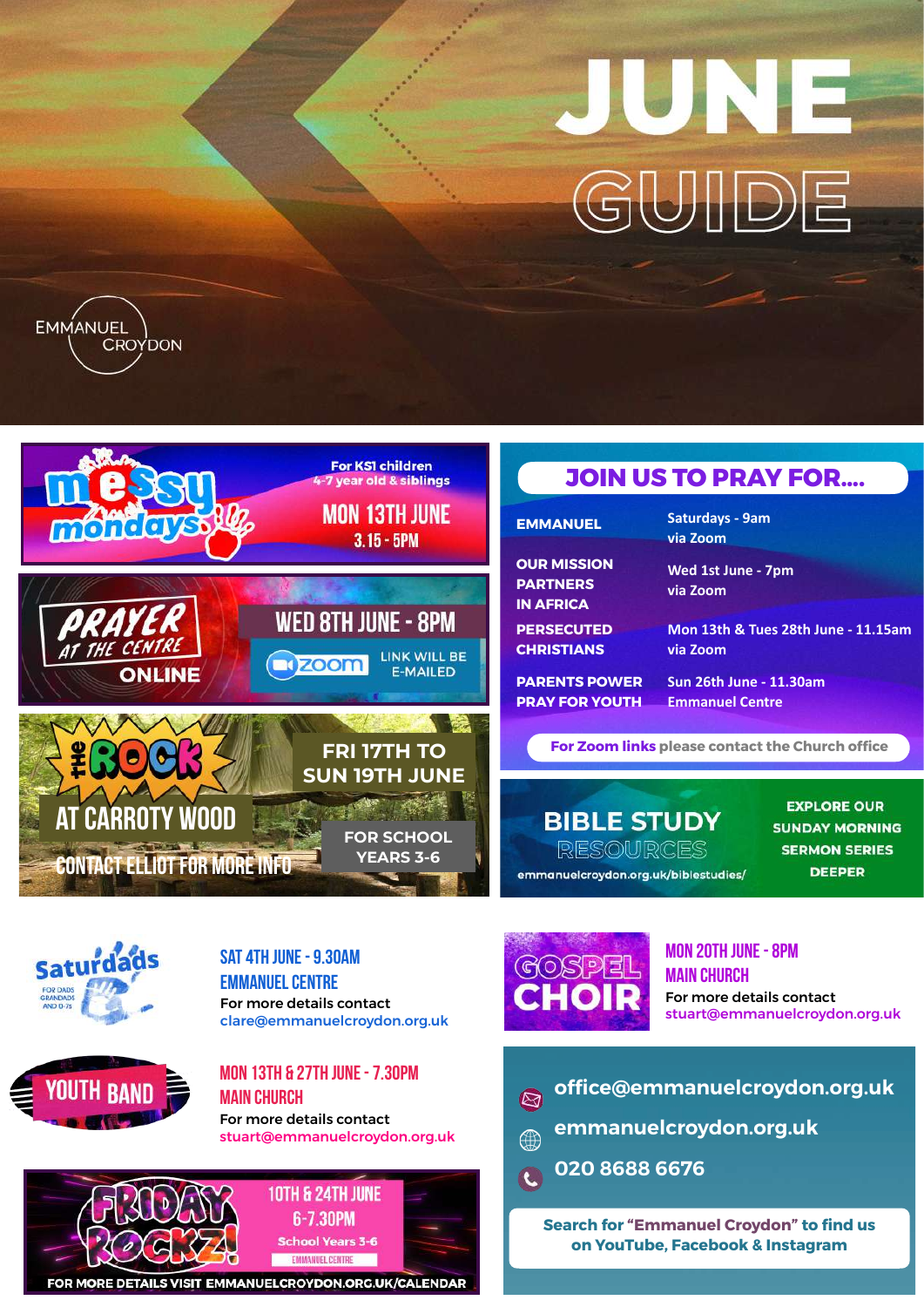# JUNE GUIDE

EMMANUEL CROYDON

## Messy Mondays

For KS1 children 4-7 year old & siblings

MON 13TH JUNE
3.15 - 5PM

## Prayer at the Centre Online

WED 8TH JUNE - 8PM

Zoom – LINK WILL BE E-MAILED

## The Rock at Carroty Wood

FRI 17TH TO SUN 19TH JUNE

FOR SCHOOL YEARS 3-6

CONTACT ELLIOT FOR MORE INFO

## JOIN US TO PRAY FOR....

| | |
|---|---|
| **EMMANUEL** | Saturdays - 9am via Zoom |
| **OUR MISSION PARTNERS IN AFRICA** | Wed 1st June - 7pm via Zoom |
| **PERSECUTED CHRISTIANS** | Mon 13th & Tues 28th June - 11.15am via Zoom |
| **PARENTS POWER PRAY FOR YOUTH** | Sun 26th June - 11.30am Emmanuel Centre |

**For Zoom links** please contact the Church office

## BIBLE STUDY RESOURCES

emmanuelcroydon.org.uk/biblestudies/

EXPLORE OUR SUNDAY MORNING SERMON SERIES DEEPER

## Saturdads

FOR DADS GRANDADS AND 0-7s

SAT 4TH JUNE - 9.30AM
EMMANUEL CENTRE

For more details contact
clare@emmanuelcroydon.org.uk

## Gospel Choir

MON 20TH JUNE - 8PM
MAIN CHURCH

For more details contact
stuart@emmanuelcroydon.org.uk

## Youth Band

MON 13TH & 27TH JUNE - 7.30PM
MAIN CHURCH

For more details contact
stuart@emmanuelcroydon.org.uk

## Friday Rockz!

10TH & 24TH JUNE
6-7.30PM
School Years 3-6
EMMANUEL CENTRE

FOR MORE DETAILS VISIT EMMANUELCROYDON.ORG.UK/CALENDAR

---

office@emmanuelcroydon.org.uk

emmanuelcroydon.org.uk

020 8688 6676

Search for "Emmanuel Croydon" to find us on YouTube, Facebook & Instagram